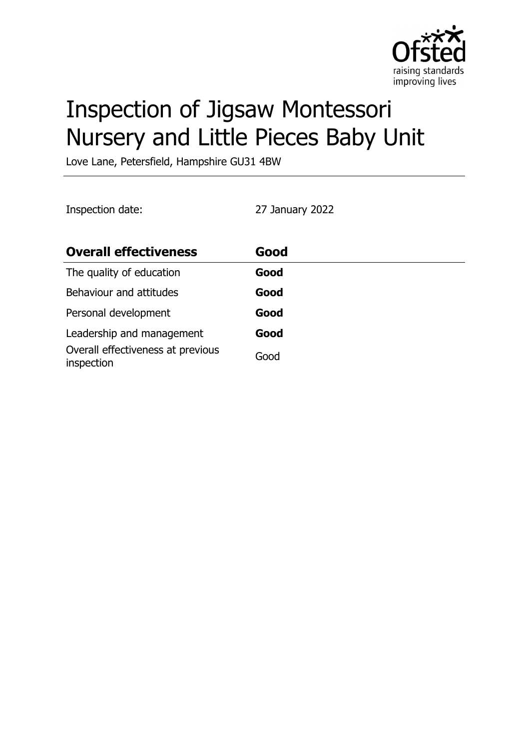# Inspection of Jigsaw Montessori Nursery and Little Pieces Baby Unit

Love Lane, Petersfield, Hampshire GU31 4BW

Inspection date: 27 January 2022

| **Overall effectiveness** | **Good** |
|---|---|
| The quality of education | **Good** |
| Behaviour and attitudes | **Good** |
| Personal development | **Good** |
| Leadership and management | **Good** |
| Overall effectiveness at previous inspection | Good |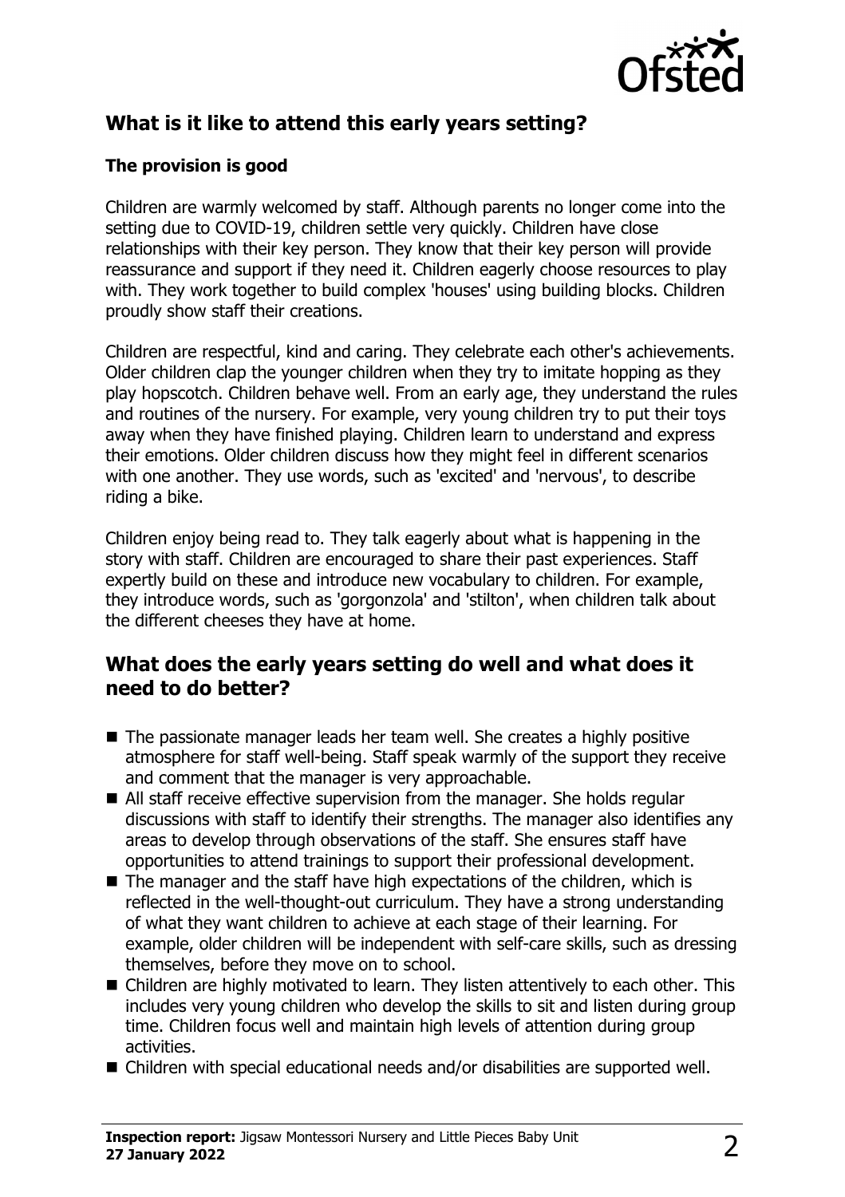## What is it like to attend this early years setting?

### The provision is good

Children are warmly welcomed by staff. Although parents no longer come into the setting due to COVID-19, children settle very quickly. Children have close relationships with their key person. They know that their key person will provide reassurance and support if they need it. Children eagerly choose resources to play with. They work together to build complex 'houses' using building blocks. Children proudly show staff their creations.

Children are respectful, kind and caring. They celebrate each other's achievements. Older children clap the younger children when they try to imitate hopping as they play hopscotch. Children behave well. From an early age, they understand the rules and routines of the nursery. For example, very young children try to put their toys away when they have finished playing. Children learn to understand and express their emotions. Older children discuss how they might feel in different scenarios with one another. They use words, such as 'excited' and 'nervous', to describe riding a bike.

Children enjoy being read to. They talk eagerly about what is happening in the story with staff. Children are encouraged to share their past experiences. Staff expertly build on these and introduce new vocabulary to children. For example, they introduce words, such as 'gorgonzola' and 'stilton', when children talk about the different cheeses they have at home.

## What does the early years setting do well and what does it need to do better?

- The passionate manager leads her team well. She creates a highly positive atmosphere for staff well-being. Staff speak warmly of the support they receive and comment that the manager is very approachable.
- All staff receive effective supervision from the manager. She holds regular discussions with staff to identify their strengths. The manager also identifies any areas to develop through observations of the staff. She ensures staff have opportunities to attend trainings to support their professional development.
- The manager and the staff have high expectations of the children, which is reflected in the well-thought-out curriculum. They have a strong understanding of what they want children to achieve at each stage of their learning. For example, older children will be independent with self-care skills, such as dressing themselves, before they move on to school.
- Children are highly motivated to learn. They listen attentively to each other. This includes very young children who develop the skills to sit and listen during group time. Children focus well and maintain high levels of attention during group activities.
- Children with special educational needs and/or disabilities are supported well.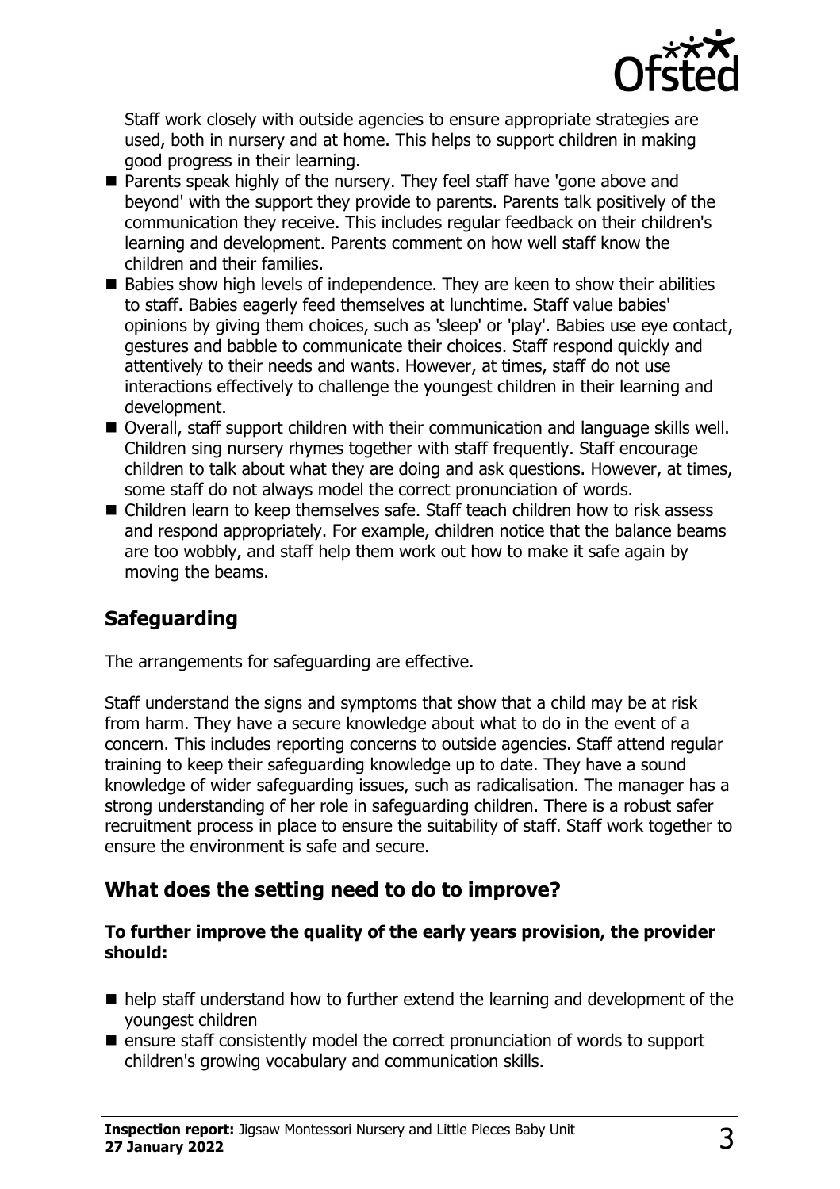Staff work closely with outside agencies to ensure appropriate strategies are used, both in nursery and at home. This helps to support children in making good progress in their learning.

- Parents speak highly of the nursery. They feel staff have 'gone above and beyond' with the support they provide to parents. Parents talk positively of the communication they receive. This includes regular feedback on their children's learning and development. Parents comment on how well staff know the children and their families.
- Babies show high levels of independence. They are keen to show their abilities to staff. Babies eagerly feed themselves at lunchtime. Staff value babies' opinions by giving them choices, such as 'sleep' or 'play'. Babies use eye contact, gestures and babble to communicate their choices. Staff respond quickly and attentively to their needs and wants. However, at times, staff do not use interactions effectively to challenge the youngest children in their learning and development.
- Overall, staff support children with their communication and language skills well. Children sing nursery rhymes together with staff frequently. Staff encourage children to talk about what they are doing and ask questions. However, at times, some staff do not always model the correct pronunciation of words.
- Children learn to keep themselves safe. Staff teach children how to risk assess and respond appropriately. For example, children notice that the balance beams are too wobbly, and staff help them work out how to make it safe again by moving the beams.

## Safeguarding

The arrangements for safeguarding are effective.

Staff understand the signs and symptoms that show that a child may be at risk from harm. They have a secure knowledge about what to do in the event of a concern. This includes reporting concerns to outside agencies. Staff attend regular training to keep their safeguarding knowledge up to date. They have a sound knowledge of wider safeguarding issues, such as radicalisation. The manager has a strong understanding of her role in safeguarding children. There is a robust safer recruitment process in place to ensure the suitability of staff. Staff work together to ensure the environment is safe and secure.

## What does the setting need to do to improve?

**To further improve the quality of the early years provision, the provider should:**

- help staff understand how to further extend the learning and development of the youngest children
- ensure staff consistently model the correct pronunciation of words to support children's growing vocabulary and communication skills.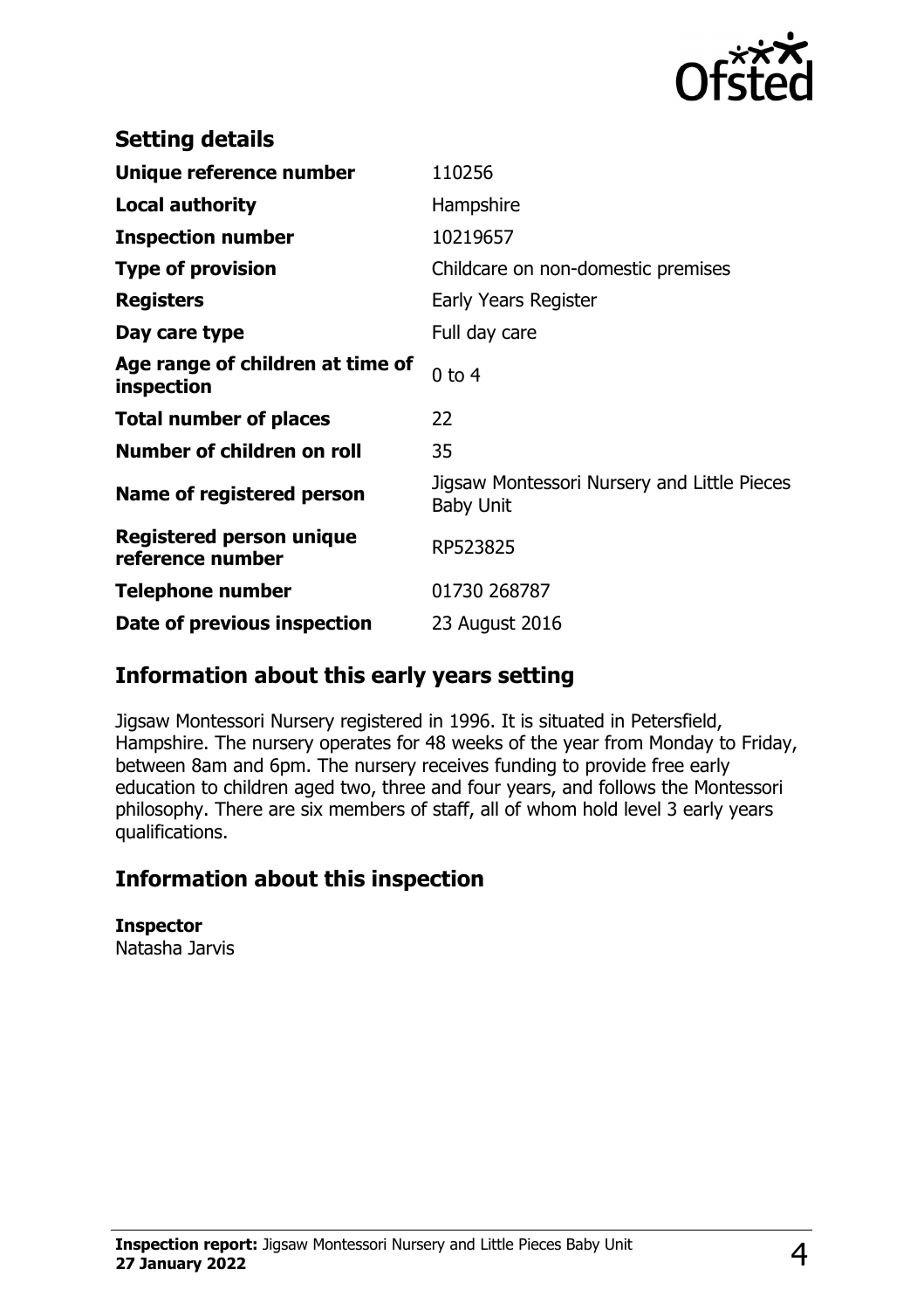## Setting details

| | |
|---|---|
| **Unique reference number** | 110256 |
| **Local authority** | Hampshire |
| **Inspection number** | 10219657 |
| **Type of provision** | Childcare on non-domestic premises |
| **Registers** | Early Years Register |
| **Day care type** | Full day care |
| **Age range of children at time of inspection** | 0 to 4 |
| **Total number of places** | 22 |
| **Number of children on roll** | 35 |
| **Name of registered person** | Jigsaw Montessori Nursery and Little Pieces Baby Unit |
| **Registered person unique reference number** | RP523825 |
| **Telephone number** | 01730 268787 |
| **Date of previous inspection** | 23 August 2016 |

## Information about this early years setting

Jigsaw Montessori Nursery registered in 1996. It is situated in Petersfield, Hampshire. The nursery operates for 48 weeks of the year from Monday to Friday, between 8am and 6pm. The nursery receives funding to provide free early education to children aged two, three and four years, and follows the Montessori philosophy. There are six members of staff, all of whom hold level 3 early years qualifications.

## Information about this inspection

**Inspector**
Natasha Jarvis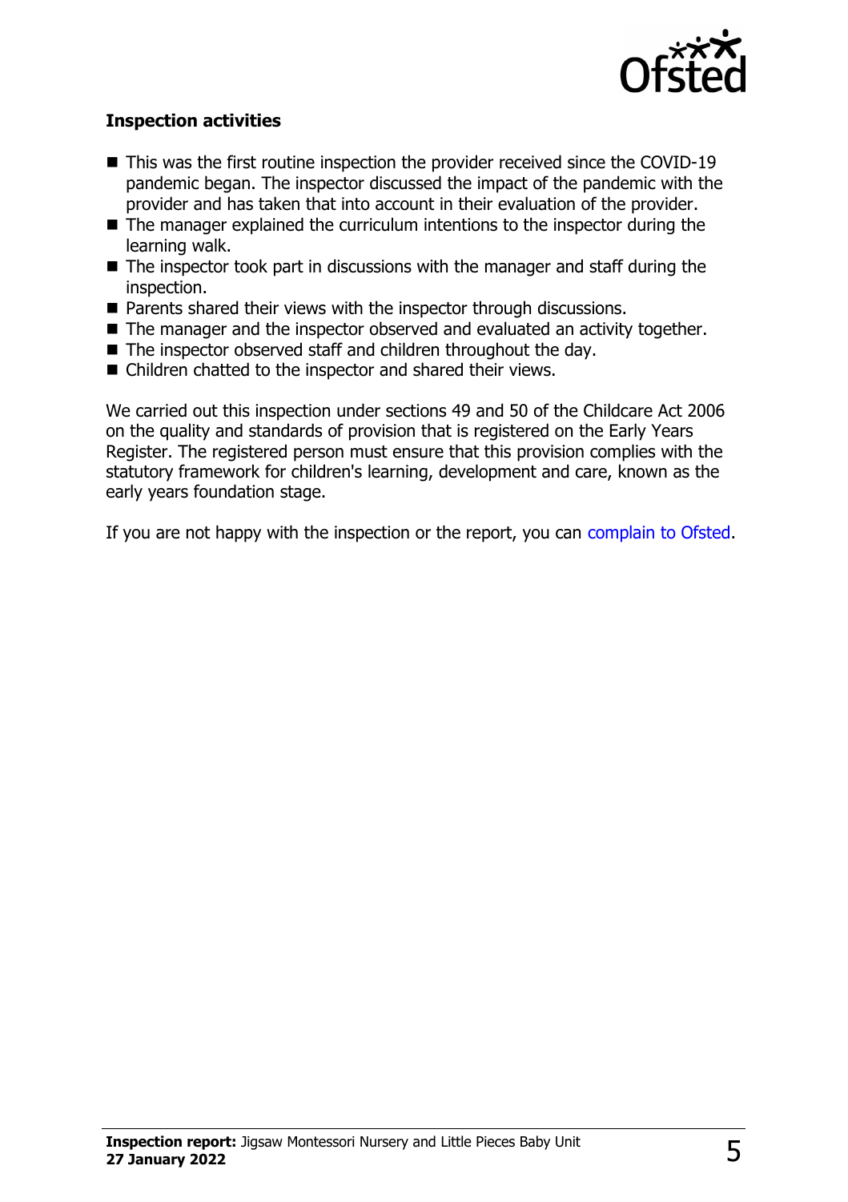## Inspection activities

- This was the first routine inspection the provider received since the COVID-19 pandemic began. The inspector discussed the impact of the pandemic with the provider and has taken that into account in their evaluation of the provider.
- The manager explained the curriculum intentions to the inspector during the learning walk.
- The inspector took part in discussions with the manager and staff during the inspection.
- Parents shared their views with the inspector through discussions.
- The manager and the inspector observed and evaluated an activity together.
- The inspector observed staff and children throughout the day.
- Children chatted to the inspector and shared their views.

We carried out this inspection under sections 49 and 50 of the Childcare Act 2006 on the quality and standards of provision that is registered on the Early Years Register. The registered person must ensure that this provision complies with the statutory framework for children's learning, development and care, known as the early years foundation stage.

If you are not happy with the inspection or the report, you can complain to Ofsted.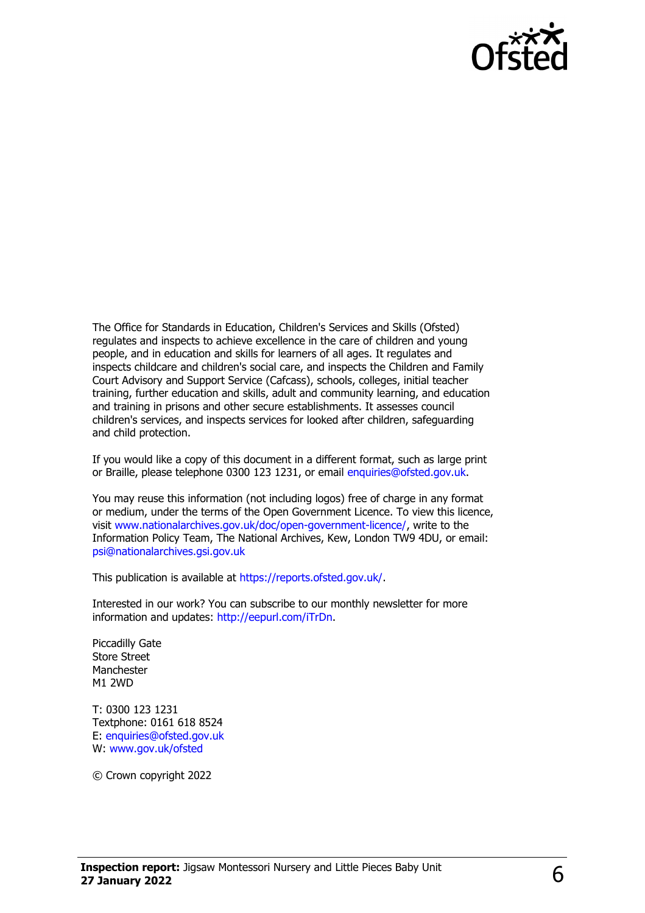The Office for Standards in Education, Children's Services and Skills (Ofsted) regulates and inspects to achieve excellence in the care of children and young people, and in education and skills for learners of all ages. It regulates and inspects childcare and children's social care, and inspects the Children and Family Court Advisory and Support Service (Cafcass), schools, colleges, initial teacher training, further education and skills, adult and community learning, and education and training in prisons and other secure establishments. It assesses council children's services, and inspects services for looked after children, safeguarding and child protection.

If you would like a copy of this document in a different format, such as large print or Braille, please telephone 0300 123 1231, or email enquiries@ofsted.gov.uk.

You may reuse this information (not including logos) free of charge in any format or medium, under the terms of the Open Government Licence. To view this licence, visit www.nationalarchives.gov.uk/doc/open-government-licence/, write to the Information Policy Team, The National Archives, Kew, London TW9 4DU, or email: psi@nationalarchives.gsi.gov.uk

This publication is available at https://reports.ofsted.gov.uk/.

Interested in our work? You can subscribe to our monthly newsletter for more information and updates: http://eepurl.com/iTrDn.

Piccadilly Gate
Store Street
Manchester
M1 2WD

T: 0300 123 1231
Textphone: 0161 618 8524
E: enquiries@ofsted.gov.uk
W: www.gov.uk/ofsted

© Crown copyright 2022